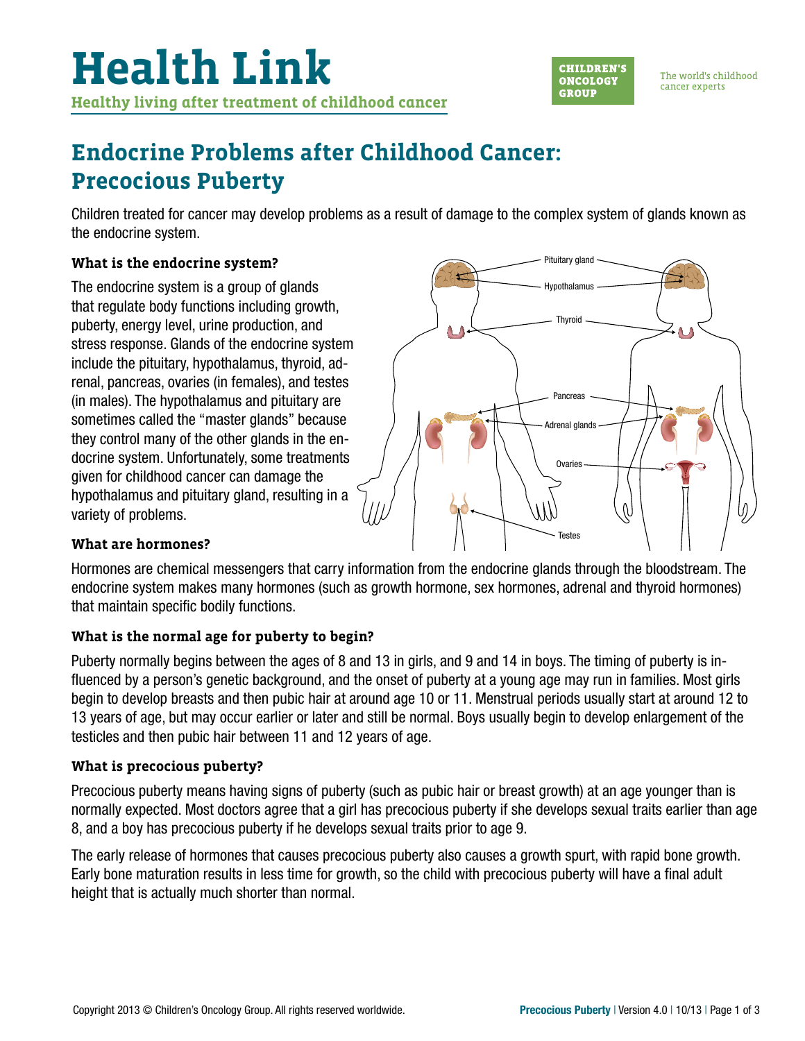# Health Link

**Healthy living after treatment of childhood cancer**

CHILDREN'S ONCOLOGY GROUP

The world's childhood cancer experts

## Endocrine Problems after Childhood Cancer: Precocious Puberty

Children treated for cancer may develop problems as a result of damage to the complex system of glands known as the endocrine system.

### What is the endocrine system?

The endocrine system is a group of glands that regulate body functions including growth, puberty, energy level, urine production, and stress response. Glands of the endocrine system include the pituitary, hypothalamus, thyroid, adrenal, pancreas, ovaries (in females), and testes (in males). The hypothalamus and pituitary are sometimes called the "master glands" because they control many of the other glands in the endocrine system. Unfortunately, some treatments given for childhood cancer can damage the hypothalamus and pituitary gland, resulting in a variety of problems.

Pituitary gland
Hypothalamus
Thyroid
Pancreas
Adrenal glands
Ovaries
Testes

### What are hormones?

Hormones are chemical messengers that carry information from the endocrine glands through the bloodstream. The endocrine system makes many hormones (such as growth hormone, sex hormones, adrenal and thyroid hormones) that maintain specific bodily functions.

### What is the normal age for puberty to begin?

Puberty normally begins between the ages of 8 and 13 in girls, and 9 and 14 in boys. The timing of puberty is influenced by a person's genetic background, and the onset of puberty at a young age may run in families. Most girls begin to develop breasts and then pubic hair at around age 10 or 11. Menstrual periods usually start at around 12 to 13 years of age, but may occur earlier or later and still be normal. Boys usually begin to develop enlargement of the testicles and then pubic hair between 11 and 12 years of age.

### What is precocious puberty?

Precocious puberty means having signs of puberty (such as pubic hair or breast growth) at an age younger than is normally expected. Most doctors agree that a girl has precocious puberty if she develops sexual traits earlier than age 8, and a boy has precocious puberty if he develops sexual traits prior to age 9.

The early release of hormones that causes precocious puberty also causes a growth spurt, with rapid bone growth. Early bone maturation results in less time for growth, so the child with precocious puberty will have a final adult height that is actually much shorter than normal.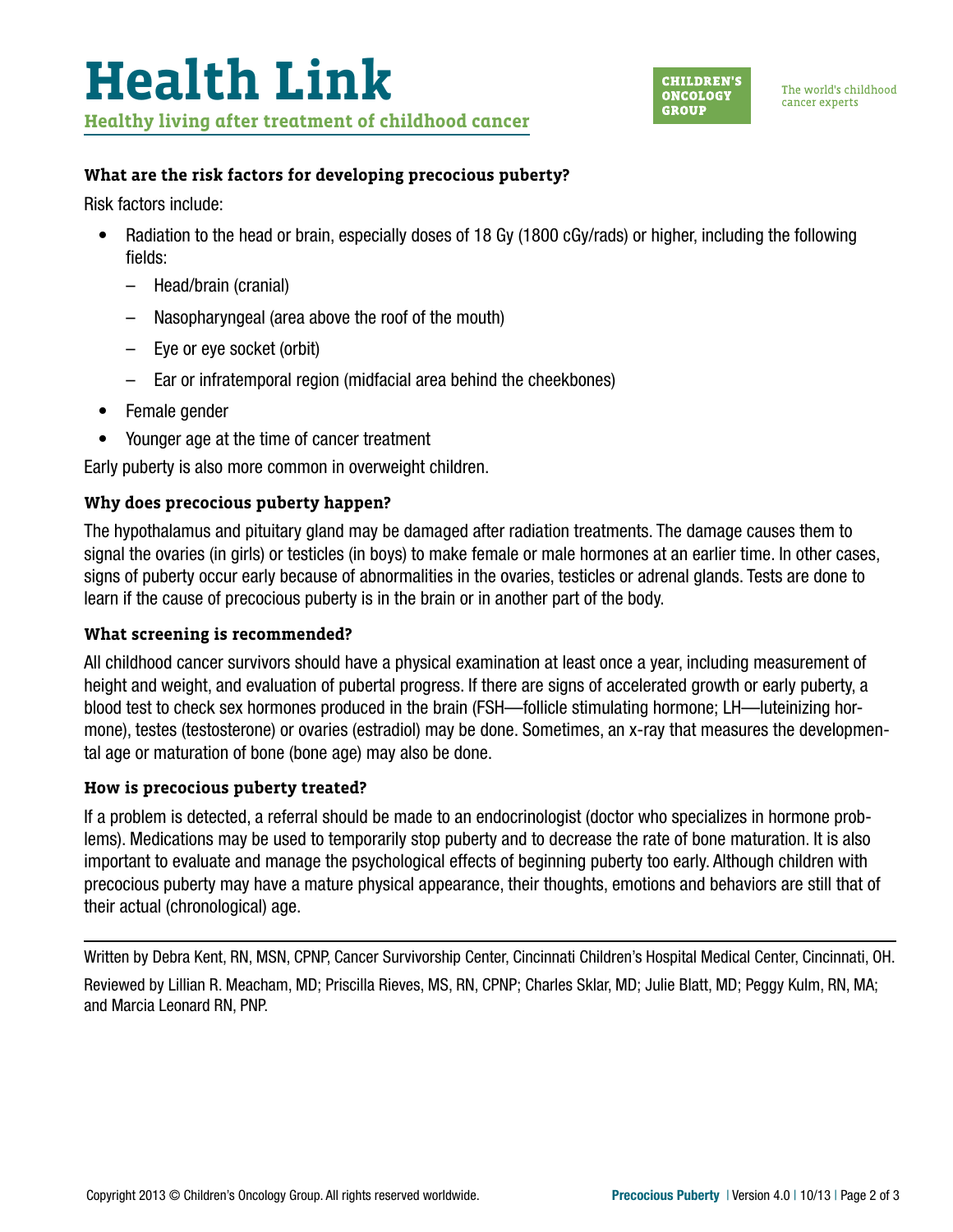### What are the risk factors for developing precocious puberty?

Risk factors include:

- Radiation to the head or brain, especially doses of 18 Gy (1800 cGy/rads) or higher, including the following fields:
  - Head/brain (cranial)
  - Nasopharyngeal (area above the roof of the mouth)
  - Eye or eye socket (orbit)
  - Ear or infratemporal region (midfacial area behind the cheekbones)
- Female gender
- Younger age at the time of cancer treatment

Early puberty is also more common in overweight children.

### Why does precocious puberty happen?

The hypothalamus and pituitary gland may be damaged after radiation treatments. The damage causes them to signal the ovaries (in girls) or testicles (in boys) to make female or male hormones at an earlier time. In other cases, signs of puberty occur early because of abnormalities in the ovaries, testicles or adrenal glands. Tests are done to learn if the cause of precocious puberty is in the brain or in another part of the body.

### What screening is recommended?

All childhood cancer survivors should have a physical examination at least once a year, including measurement of height and weight, and evaluation of pubertal progress. If there are signs of accelerated growth or early puberty, a blood test to check sex hormones produced in the brain (FSH—follicle stimulating hormone; LH—luteinizing hormone), testes (testosterone) or ovaries (estradiol) may be done. Sometimes, an x-ray that measures the developmental age or maturation of bone (bone age) may also be done.

### How is precocious puberty treated?

If a problem is detected, a referral should be made to an endocrinologist (doctor who specializes in hormone problems). Medications may be used to temporarily stop puberty and to decrease the rate of bone maturation. It is also important to evaluate and manage the psychological effects of beginning puberty too early. Although children with precocious puberty may have a mature physical appearance, their thoughts, emotions and behaviors are still that of their actual (chronological) age.

---

Written by Debra Kent, RN, MSN, CPNP, Cancer Survivorship Center, Cincinnati Children's Hospital Medical Center, Cincinnati, OH.

Reviewed by Lillian R. Meacham, MD; Priscilla Rieves, MS, RN, CPNP; Charles Sklar, MD; Julie Blatt, MD; Peggy Kulm, RN, MA; and Marcia Leonard RN, PNP.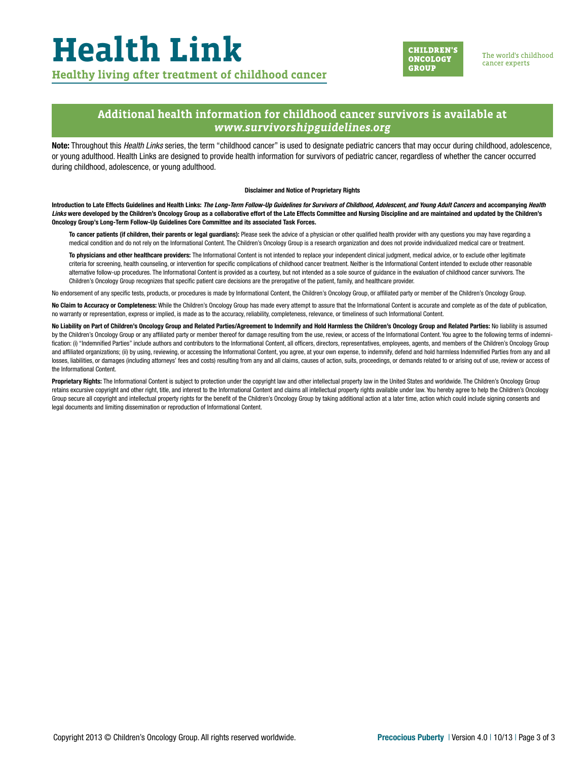## Additional health information for childhood cancer survivors is available at *www.survivorshipguidelines.org*

**Note:** Throughout this *Health Links* series, the term "childhood cancer" is used to designate pediatric cancers that may occur during childhood, adolescence, or young adulthood. Health Links are designed to provide health information for survivors of pediatric cancer, regardless of whether the cancer occurred during childhood, adolescence, or young adulthood.

**Disclaimer and Notice of Proprietary Rights**

**Introduction to Late Effects Guidelines and Health Links:** ***The Long-Term Follow-Up Guidelines for Survivors of Childhood, Adolescent, and Young Adult Cancers*** **and accompanying** ***Health Links*** **were developed by the Children's Oncology Group as a collaborative effort of the Late Effects Committee and Nursing Discipline and are maintained and updated by the Children's Oncology Group's Long-Term Follow-Up Guidelines Core Committee and its associated Task Forces.**

**To cancer patients (if children, their parents or legal guardians):** Please seek the advice of a physician or other qualified health provider with any questions you may have regarding a medical condition and do not rely on the Informational Content. The Children's Oncology Group is a research organization and does not provide individualized medical care or treatment.

**To physicians and other healthcare providers:** The Informational Content is not intended to replace your independent clinical judgment, medical advice, or to exclude other legitimate criteria for screening, health counseling, or intervention for specific complications of childhood cancer treatment. Neither is the Informational Content intended to exclude other reasonable alternative follow-up procedures. The Informational Content is provided as a courtesy, but not intended as a sole source of guidance in the evaluation of childhood cancer survivors. The Children's Oncology Group recognizes that specific patient care decisions are the prerogative of the patient, family, and healthcare provider.

No endorsement of any specific tests, products, or procedures is made by Informational Content, the Children's Oncology Group, or affiliated party or member of the Children's Oncology Group.

**No Claim to Accuracy or Completeness:** While the Children's Oncology Group has made every attempt to assure that the Informational Content is accurate and complete as of the date of publication, no warranty or representation, express or implied, is made as to the accuracy, reliability, completeness, relevance, or timeliness of such Informational Content.

**No Liability on Part of Children's Oncology Group and Related Parties/Agreement to Indemnify and Hold Harmless the Children's Oncology Group and Related Parties:** No liability is assumed by the Children's Oncology Group or any affiliated party or member thereof for damage resulting from the use, review, or access of the Informational Content. You agree to the following terms of indemnification: (i) "Indemnified Parties" include authors and contributors to the Informational Content, all officers, directors, representatives, employees, agents, and members of the Children's Oncology Group and affiliated organizations; (ii) by using, reviewing, or accessing the Informational Content, you agree, at your own expense, to indemnify, defend and hold harmless Indemnified Parties from any and all losses, liabilities, or damages (including attorneys' fees and costs) resulting from any and all claims, causes of action, suits, proceedings, or demands related to or arising out of use, review or access of the Informational Content.

**Proprietary Rights:** The Informational Content is subject to protection under the copyright law and other intellectual property law in the United States and worldwide. The Children's Oncology Group retains excursive copyright and other right, title, and interest to the Informational Content and claims all intellectual property rights available under law. You hereby agree to help the Children's Oncology Group secure all copyright and intellectual property rights for the benefit of the Children's Oncology Group by taking additional action at a later time, action which could include signing consents and legal documents and limiting dissemination or reproduction of Informational Content.